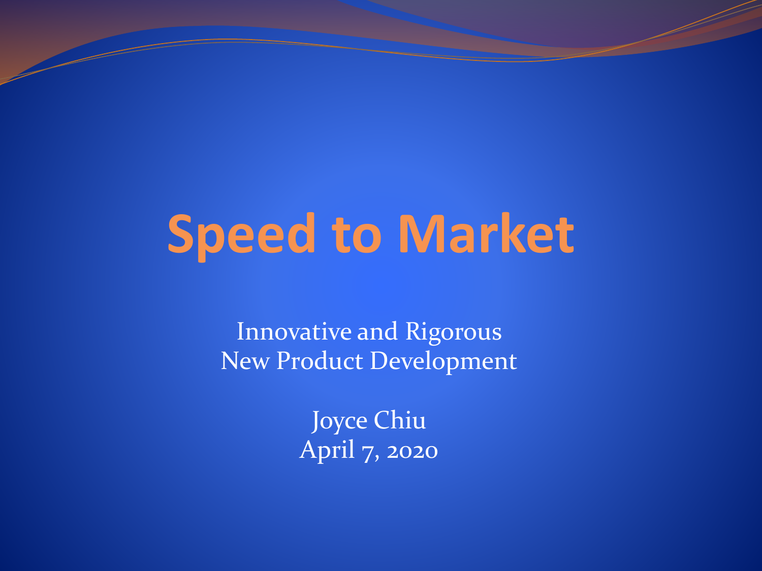# Speed to Market

Innovative and Rigorous
New Product Development

Joyce Chiu
April 7, 2020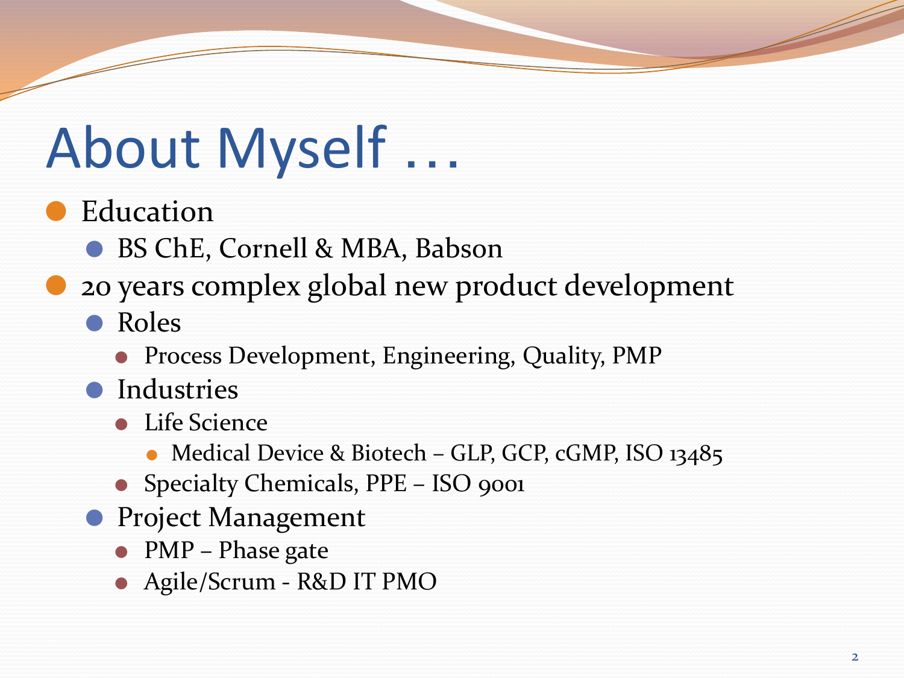# About Myself …

- Education
  - BS ChE, Cornell & MBA, Babson
- 20 years complex global new product development
  - Roles
    - Process Development, Engineering, Quality, PMP
  - Industries
    - Life Science
      - Medical Device & Biotech – GLP, GCP, cGMP, ISO 13485
    - Specialty Chemicals, PPE – ISO 9001
  - Project Management
    - PMP – Phase gate
    - Agile/Scrum - R&D IT PMO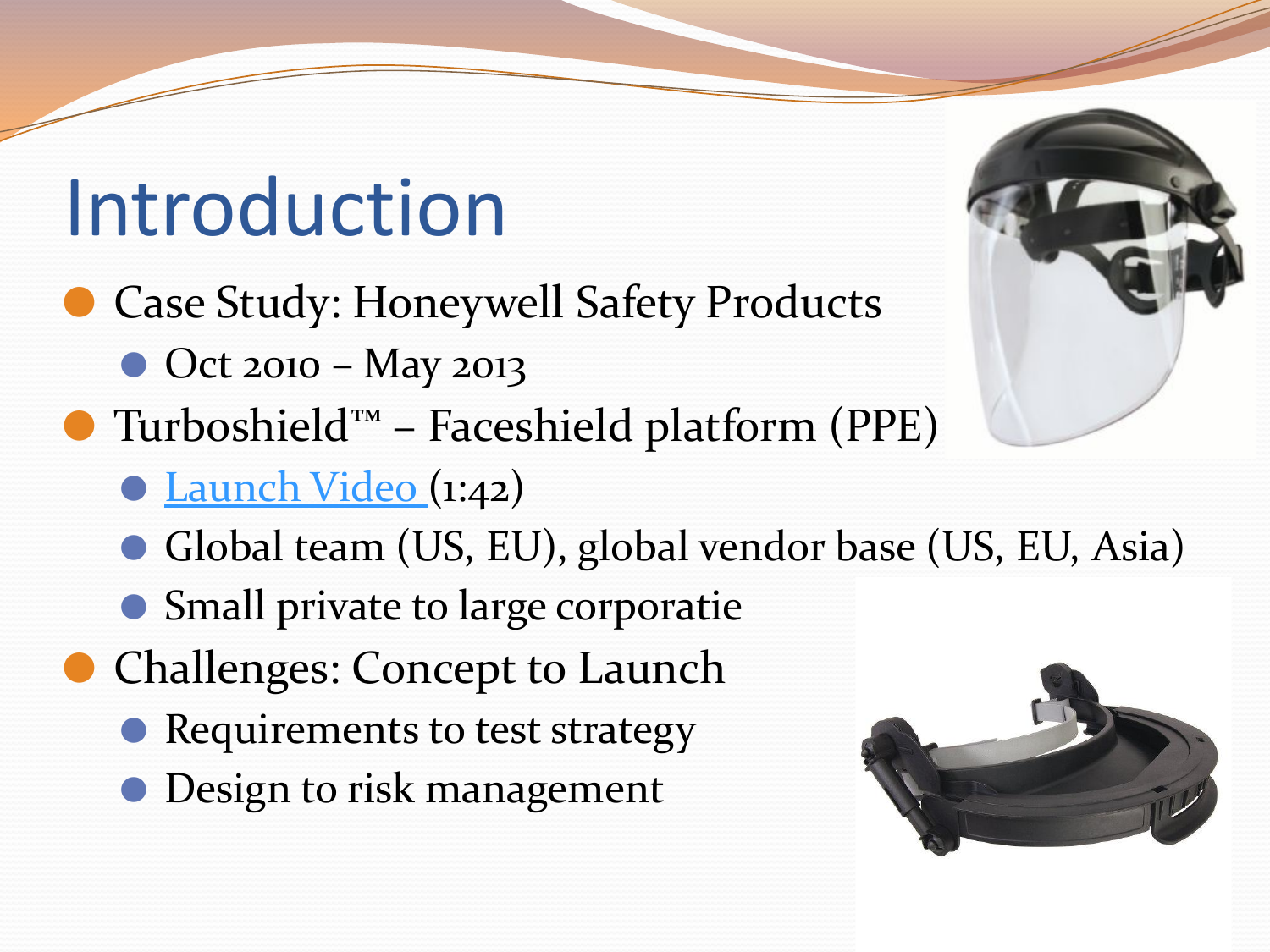# Introduction

- Case Study: Honeywell Safety Products
  - Oct 2010 – May 2013
- Turboshield™ – Faceshield platform (PPE)
  - Launch Video (1:42)
  - Global team (US, EU), global vendor base (US, EU, Asia)
  - Small private to large corporatie
- Challenges: Concept to Launch
  - Requirements to test strategy
  - Design to risk management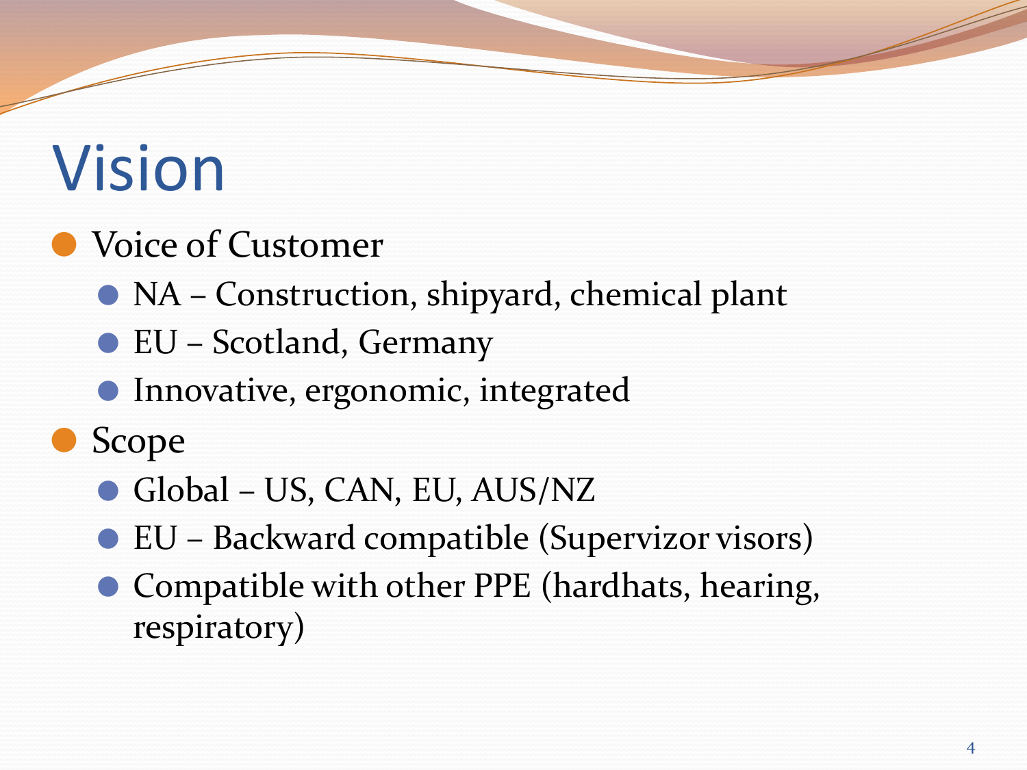# Vision

- Voice of Customer
  - NA – Construction, shipyard, chemical plant
  - EU – Scotland, Germany
  - Innovative, ergonomic, integrated
- Scope
  - Global – US, CAN, EU, AUS/NZ
  - EU – Backward compatible (Supervizor visors)
  - Compatible with other PPE (hardhats, hearing, respiratory)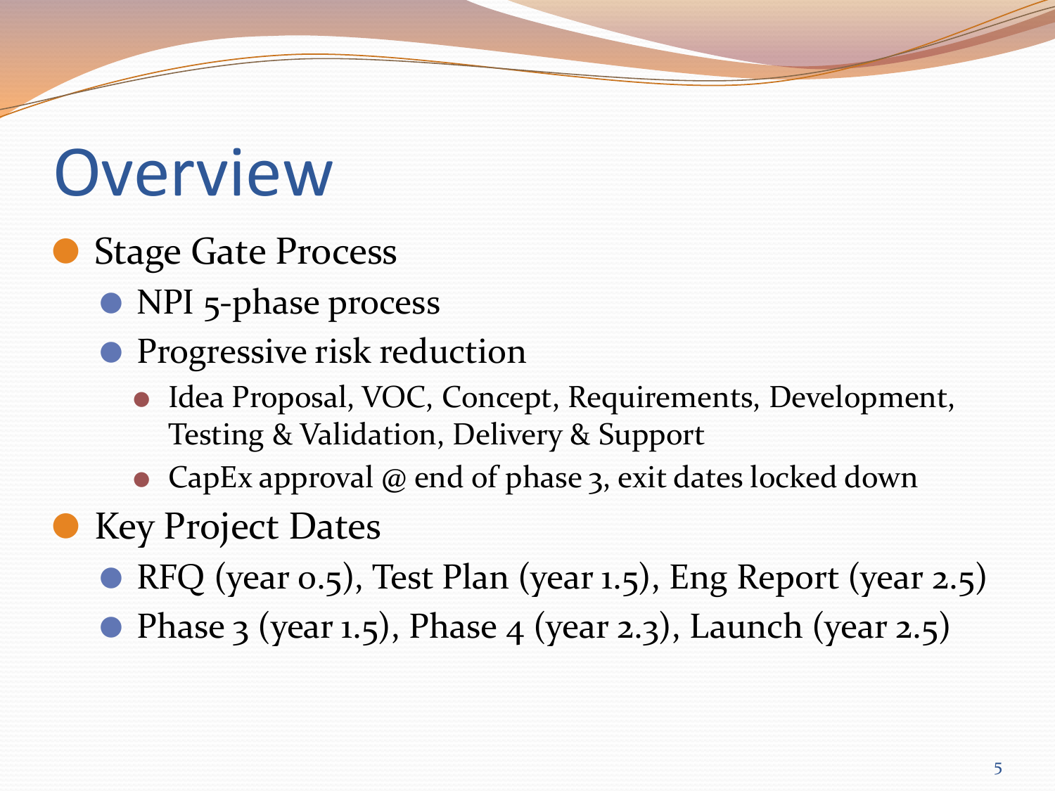# Overview

- Stage Gate Process
  - NPI 5-phase process
  - Progressive risk reduction
    - Idea Proposal, VOC, Concept, Requirements, Development, Testing & Validation, Delivery & Support
    - CapEx approval @ end of phase 3, exit dates locked down
- Key Project Dates
  - RFQ (year 0.5), Test Plan (year 1.5), Eng Report (year 2.5)
  - Phase 3 (year 1.5), Phase 4 (year 2.3), Launch (year 2.5)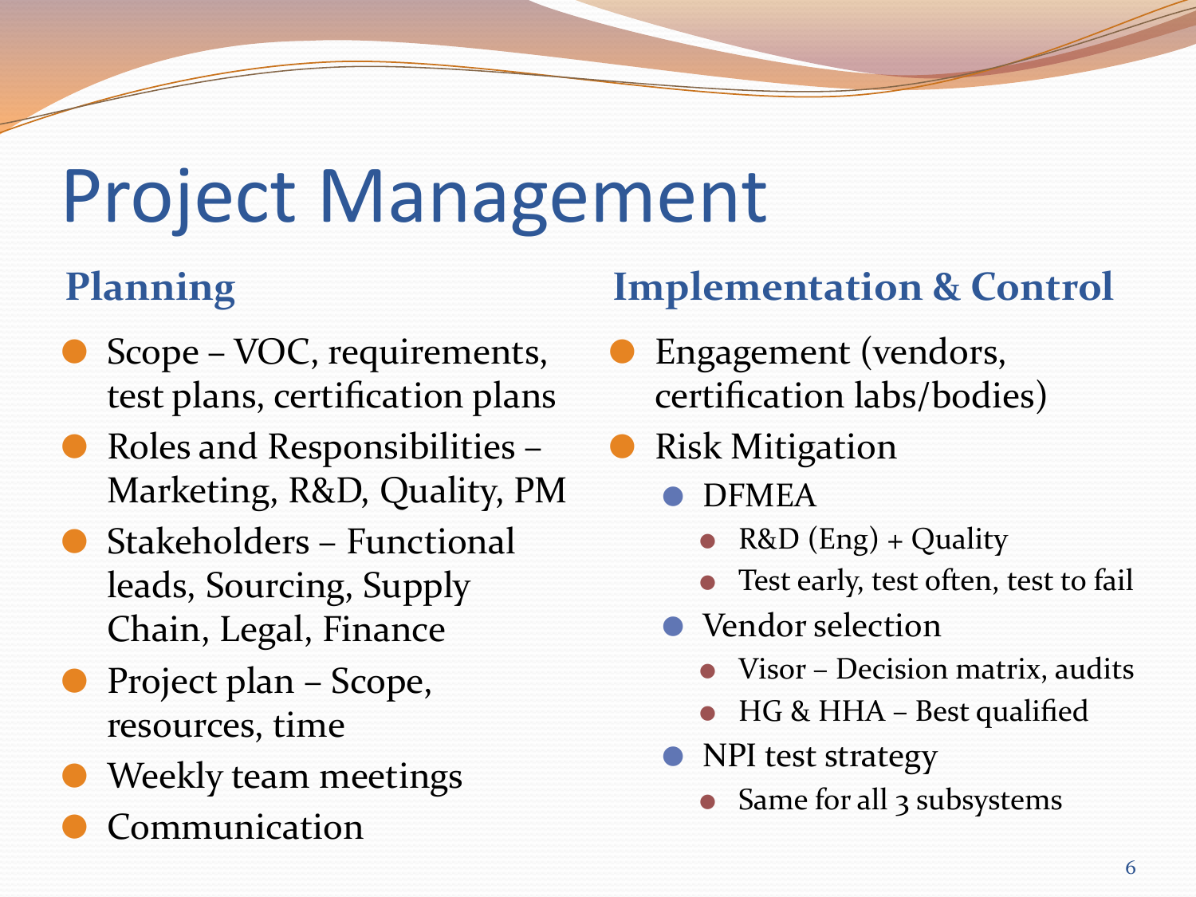# Project Management

## Planning

- Scope – VOC, requirements, test plans, certification plans
- Roles and Responsibilities – Marketing, R&D, Quality, PM
- Stakeholders – Functional leads, Sourcing, Supply Chain, Legal, Finance
- Project plan – Scope, resources, time
- Weekly team meetings
- Communication

## Implementation & Control

- Engagement (vendors, certification labs/bodies)
- Risk Mitigation
  - DFMEA
    - R&D (Eng) + Quality
    - Test early, test often, test to fail
  - Vendor selection
    - Visor – Decision matrix, audits
    - HG & HHA – Best qualified
  - NPI test strategy
    - Same for all 3 subsystems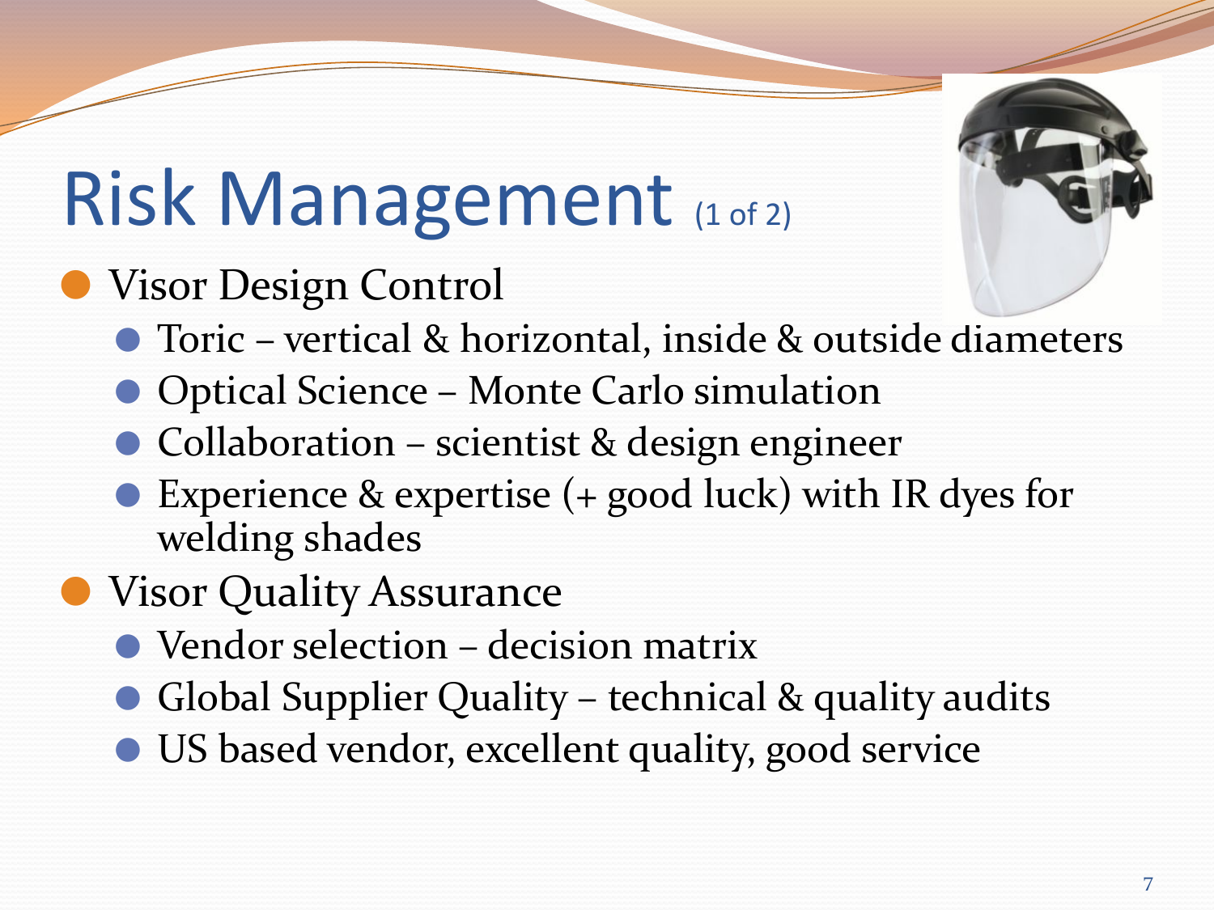# Risk Management (1 of 2)

- Visor Design Control
  - Toric – vertical & horizontal, inside & outside diameters
  - Optical Science – Monte Carlo simulation
  - Collaboration – scientist & design engineer
  - Experience & expertise (+ good luck) with IR dyes for welding shades
- Visor Quality Assurance
  - Vendor selection – decision matrix
  - Global Supplier Quality – technical & quality audits
  - US based vendor, excellent quality, good service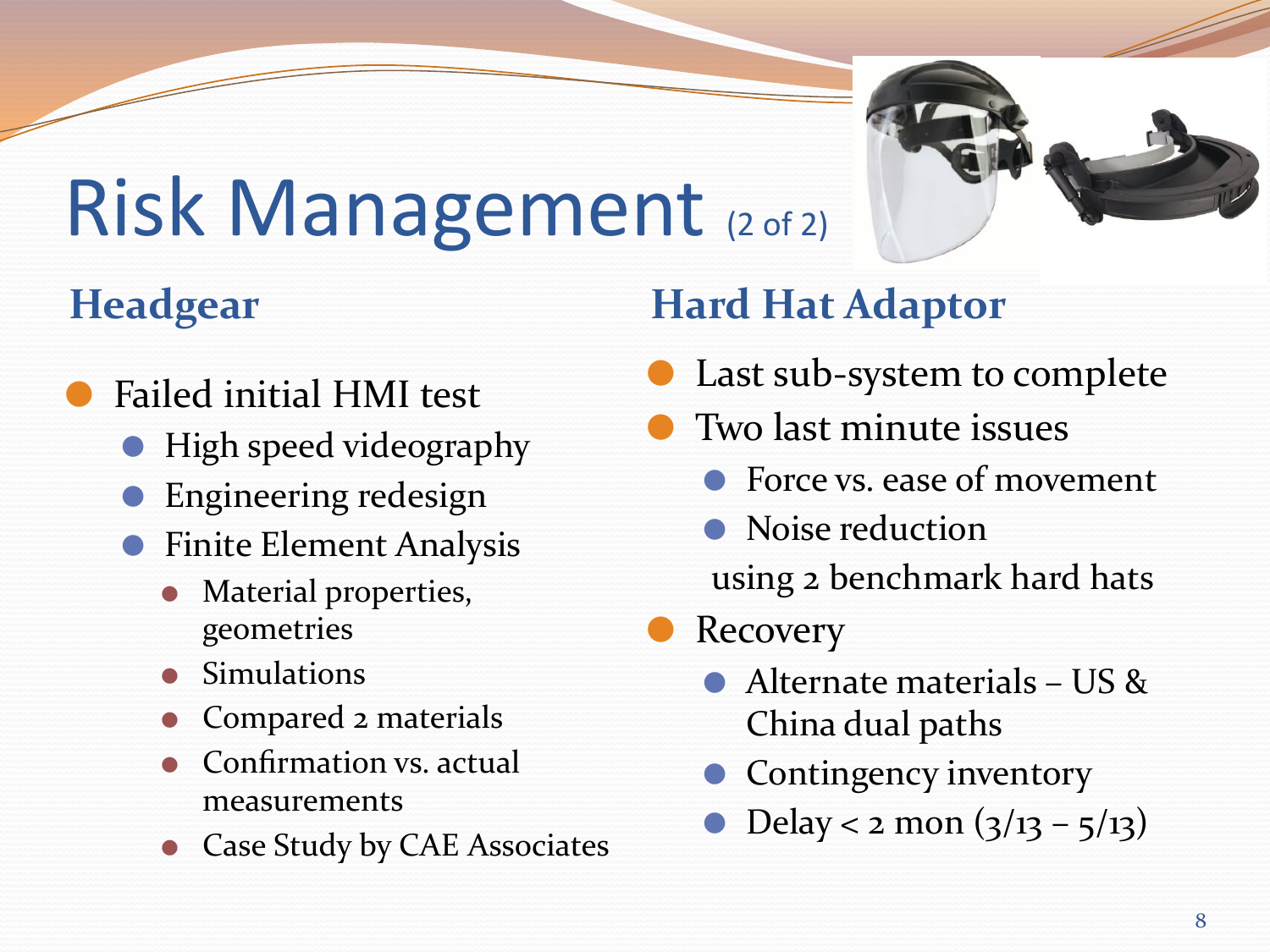# Risk Management (2 of 2)

## Headgear

- Failed initial HMI test
  - High speed videography
  - Engineering redesign
  - Finite Element Analysis
    - Material properties, geometries
    - Simulations
    - Compared 2 materials
    - Confirmation vs. actual measurements
    - Case Study by CAE Associates

## Hard Hat Adaptor

- Last sub-system to complete
- Two last minute issues
  - Force vs. ease of movement
  - Noise reduction

  using 2 benchmark hard hats
- Recovery
  - Alternate materials – US & China dual paths
  - Contingency inventory
  - Delay < 2 mon (3/13 – 5/13)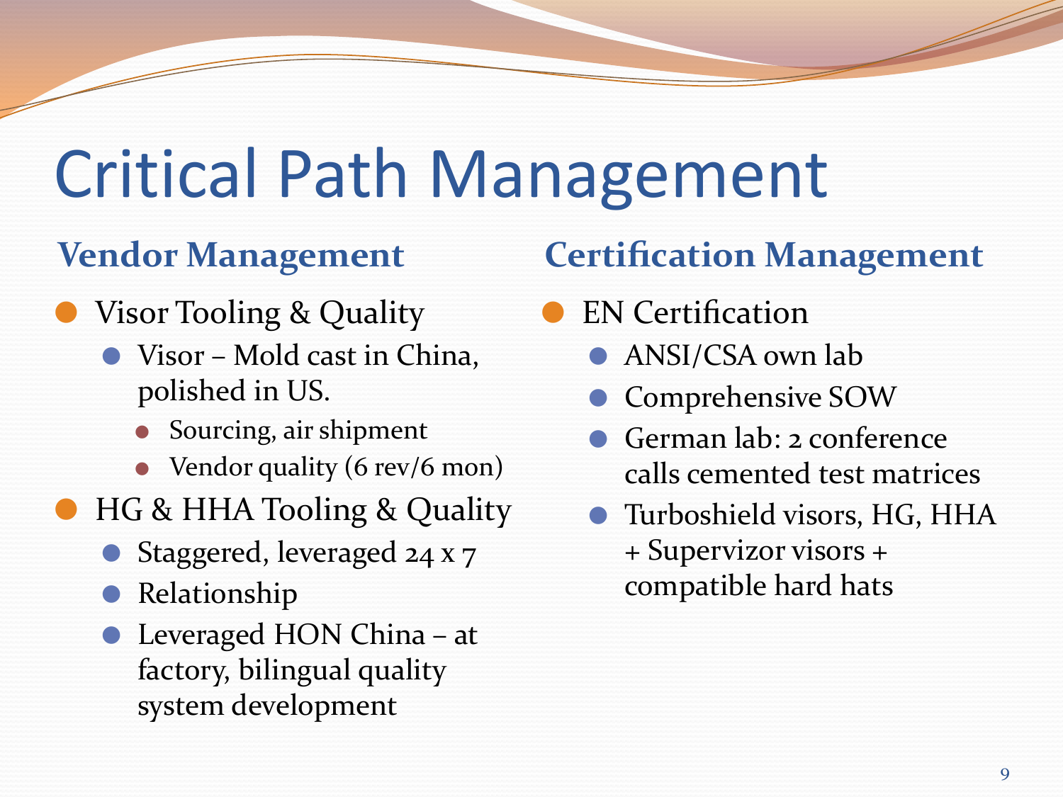# Critical Path Management

## Vendor Management

- Visor Tooling & Quality
  - Visor – Mold cast in China, polished in US.
    - Sourcing, air shipment
    - Vendor quality (6 rev/6 mon)
- HG & HHA Tooling & Quality
  - Staggered, leveraged 24 x 7
  - Relationship
  - Leveraged HON China – at factory, bilingual quality system development

## Certification Management

- EN Certification
  - ANSI/CSA own lab
  - Comprehensive SOW
  - German lab: 2 conference calls cemented test matrices
  - Turboshield visors, HG, HHA + Supervizor visors + compatible hard hats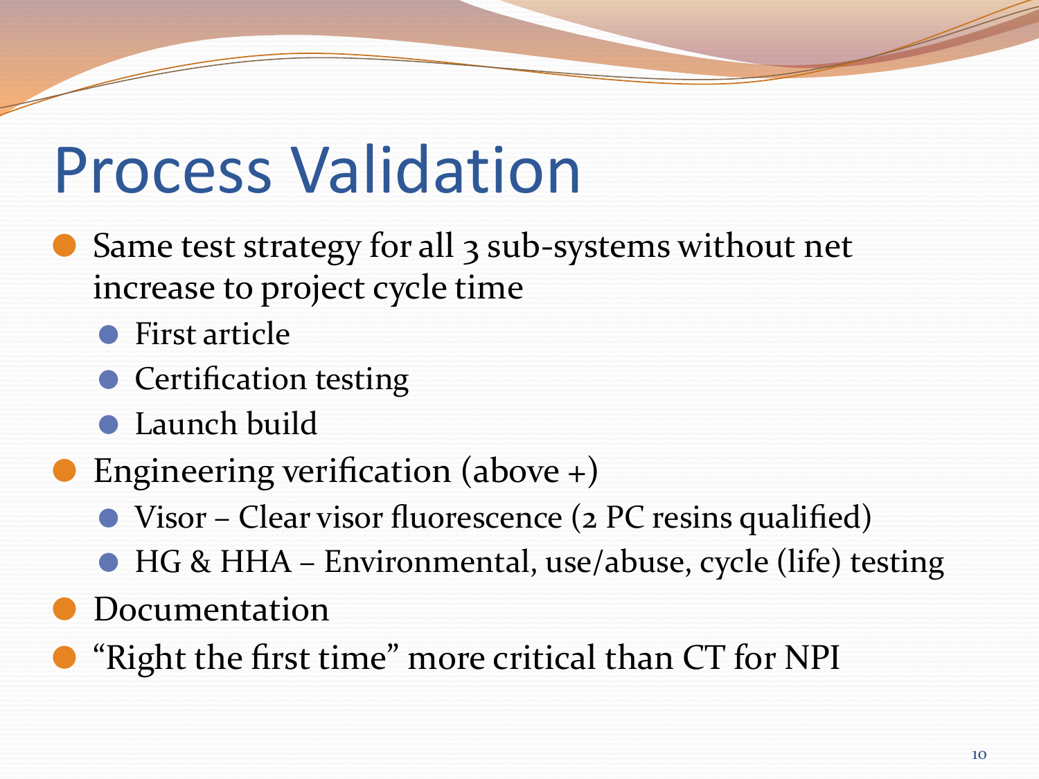# Process Validation

- Same test strategy for all 3 sub-systems without net increase to project cycle time
  - First article
  - Certification testing
  - Launch build
- Engineering verification (above +)
  - Visor – Clear visor fluorescence (2 PC resins qualified)
  - HG & HHA – Environmental, use/abuse, cycle (life) testing
- Documentation
- "Right the first time" more critical than CT for NPI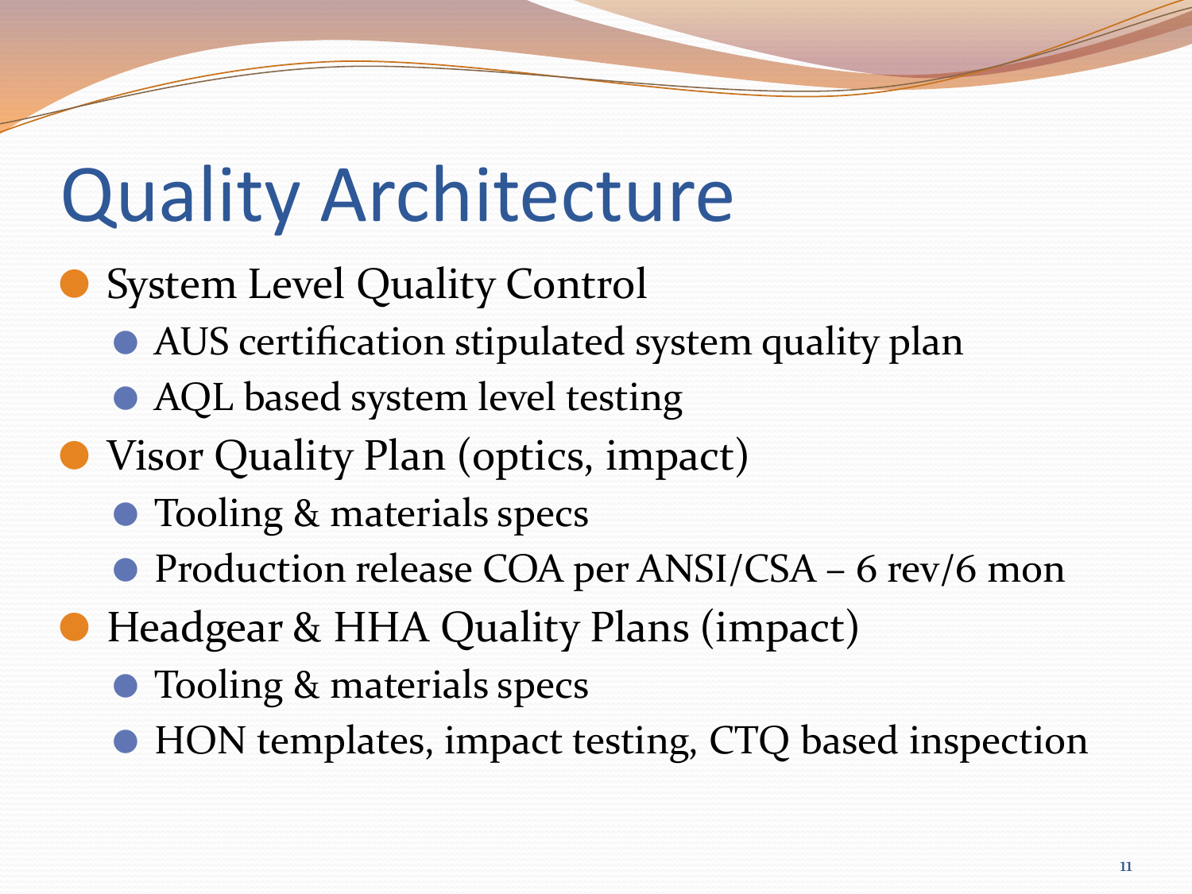# Quality Architecture

- System Level Quality Control
  - AUS certification stipulated system quality plan
  - AQL based system level testing
- Visor Quality Plan (optics, impact)
  - Tooling & materials specs
  - Production release COA per ANSI/CSA – 6 rev/6 mon
- Headgear & HHA Quality Plans (impact)
  - Tooling & materials specs
  - HON templates, impact testing, CTQ based inspection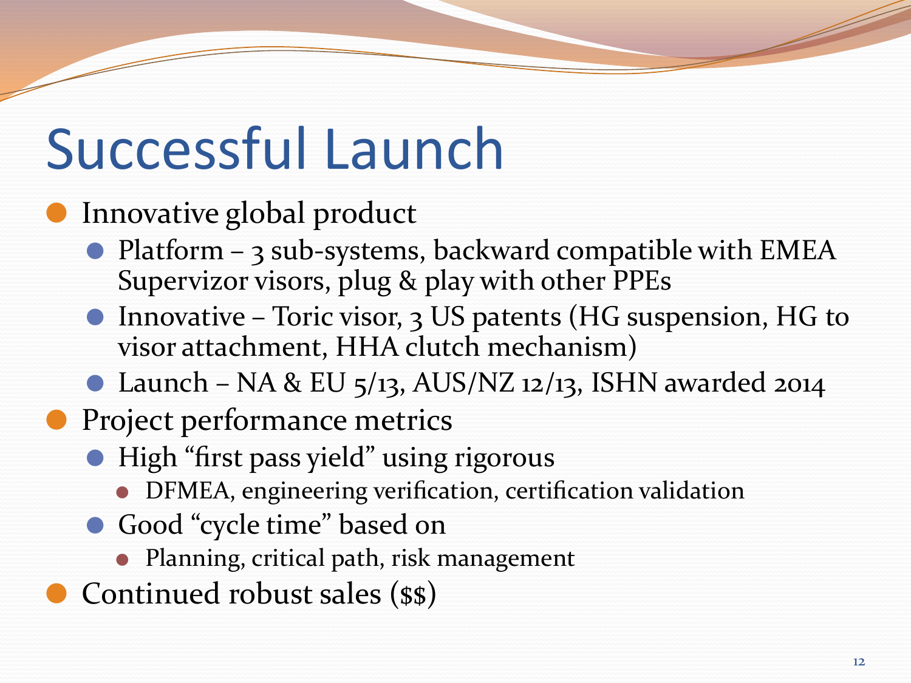# Successful Launch

- Innovative global product
  - Platform – 3 sub-systems, backward compatible with EMEA Supervizor visors, plug & play with other PPEs
  - Innovative – Toric visor, 3 US patents (HG suspension, HG to visor attachment, HHA clutch mechanism)
  - Launch – NA & EU 5/13, AUS/NZ 12/13, ISHN awarded 2014
- Project performance metrics
  - High "first pass yield" using rigorous
    - DFMEA, engineering verification, certification validation
  - Good "cycle time" based on
    - Planning, critical path, risk management
- Continued robust sales ($$)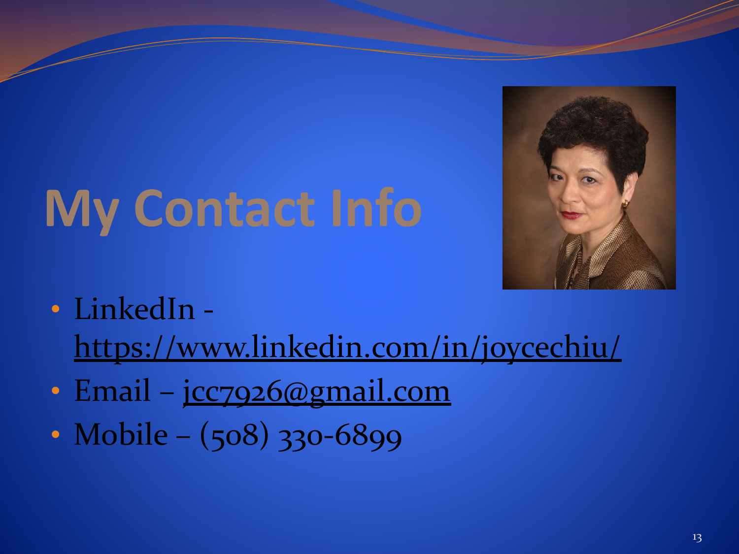# My Contact Info

- LinkedIn - https://www.linkedin.com/in/joycechiu/
- Email – jcc7926@gmail.com
- Mobile – (508) 330-6899